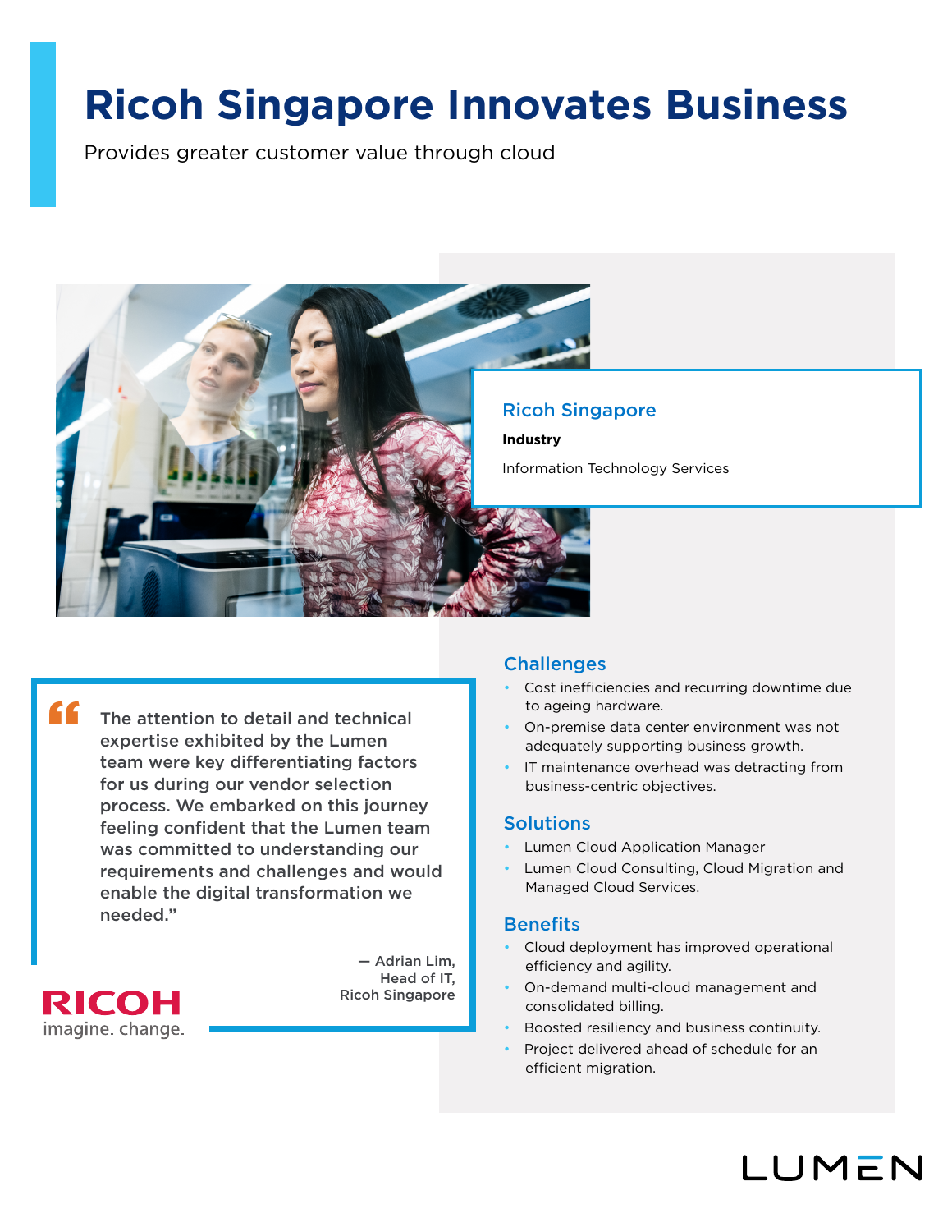# Ricoh Singapore Innovates Business

Provides greater customer value through cloud

## Ricoh Singapore

**Industry**

Information Technology Services

> "The attention to detail and technical expertise exhibited by the Lumen team were key differentiating factors for us during our vendor selection process. We embarked on this journey feeling confident that the Lumen team was committed to understanding our requirements and challenges and would enable the digital transformation we needed."
>
> — Adrian Lim,
> Head of IT,
> Ricoh Singapore

RICOH
imagine. change.

## Challenges

- Cost inefficiencies and recurring downtime due to ageing hardware.
- On-premise data center environment was not adequately supporting business growth.
- IT maintenance overhead was detracting from business-centric objectives.

## Solutions

- Lumen Cloud Application Manager
- Lumen Cloud Consulting, Cloud Migration and Managed Cloud Services.

## Benefits

- Cloud deployment has improved operational efficiency and agility.
- On-demand multi-cloud management and consolidated billing.
- Boosted resiliency and business continuity.
- Project delivered ahead of schedule for an efficient migration.

LUMEN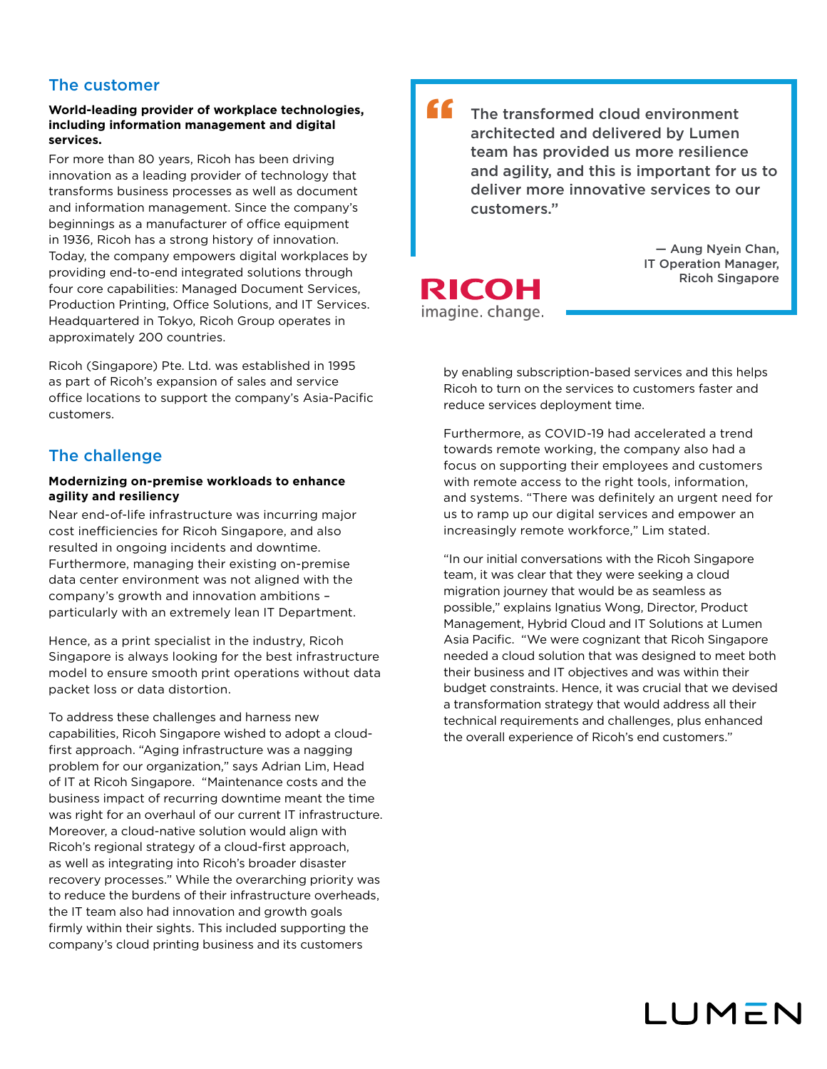## The customer

**World-leading provider of workplace technologies, including information management and digital services.**

For more than 80 years, Ricoh has been driving innovation as a leading provider of technology that transforms business processes as well as document and information management. Since the company's beginnings as a manufacturer of office equipment in 1936, Ricoh has a strong history of innovation. Today, the company empowers digital workplaces by providing end-to-end integrated solutions through four core capabilities: Managed Document Services, Production Printing, Office Solutions, and IT Services. Headquartered in Tokyo, Ricoh Group operates in approximately 200 countries.

Ricoh (Singapore) Pte. Ltd. was established in 1995 as part of Ricoh's expansion of sales and service office locations to support the company's Asia-Pacific customers.

## The challenge

**Modernizing on-premise workloads to enhance agility and resiliency**

Near end-of-life infrastructure was incurring major cost inefficiencies for Ricoh Singapore, and also resulted in ongoing incidents and downtime. Furthermore, managing their existing on-premise data center environment was not aligned with the company's growth and innovation ambitions – particularly with an extremely lean IT Department.

Hence, as a print specialist in the industry, Ricoh Singapore is always looking for the best infrastructure model to ensure smooth print operations without data packet loss or data distortion.

To address these challenges and harness new capabilities, Ricoh Singapore wished to adopt a cloud-first approach. "Aging infrastructure was a nagging problem for our organization," says Adrian Lim, Head of IT at Ricoh Singapore. "Maintenance costs and the business impact of recurring downtime meant the time was right for an overhaul of our current IT infrastructure. Moreover, a cloud-native solution would align with Ricoh's regional strategy of a cloud-first approach, as well as integrating into Ricoh's broader disaster recovery processes." While the overarching priority was to reduce the burdens of their infrastructure overheads, the IT team also had innovation and growth goals firmly within their sights. This included supporting the company's cloud printing business and its customers by enabling subscription-based services and this helps Ricoh to turn on the services to customers faster and reduce services deployment time.

> "The transformed cloud environment architected and delivered by Lumen team has provided us more resilience and agility, and this is important for us to deliver more innovative services to our customers."
>
> — Aung Nyein Chan, IT Operation Manager, Ricoh Singapore

RICOH
imagine. change.

Furthermore, as COVID-19 had accelerated a trend towards remote working, the company also had a focus on supporting their employees and customers with remote access to the right tools, information, and systems. "There was definitely an urgent need for us to ramp up our digital services and empower an increasingly remote workforce," Lim stated.

"In our initial conversations with the Ricoh Singapore team, it was clear that they were seeking a cloud migration journey that would be as seamless as possible," explains Ignatius Wong, Director, Product Management, Hybrid Cloud and IT Solutions at Lumen Asia Pacific. "We were cognizant that Ricoh Singapore needed a cloud solution that was designed to meet both their business and IT objectives and was within their budget constraints. Hence, it was crucial that we devised a transformation strategy that would address all their technical requirements and challenges, plus enhanced the overall experience of Ricoh's end customers."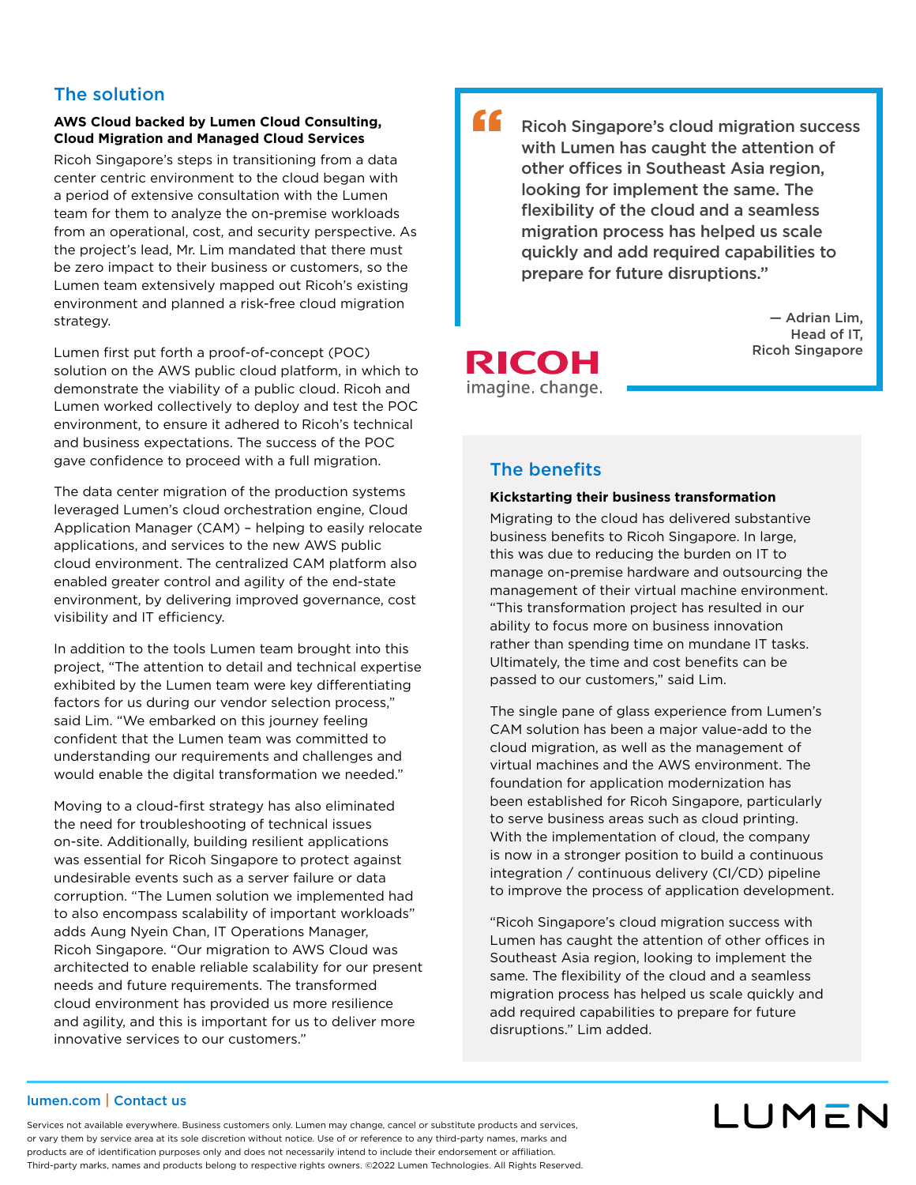## The solution

**AWS Cloud backed by Lumen Cloud Consulting, Cloud Migration and Managed Cloud Services**

Ricoh Singapore's steps in transitioning from a data center centric environment to the cloud began with a period of extensive consultation with the Lumen team for them to analyze the on-premise workloads from an operational, cost, and security perspective. As the project's lead, Mr. Lim mandated that there must be zero impact to their business or customers, so the Lumen team extensively mapped out Ricoh's existing environment and planned a risk-free cloud migration strategy.

Lumen first put forth a proof-of-concept (POC) solution on the AWS public cloud platform, in which to demonstrate the viability of a public cloud. Ricoh and Lumen worked collectively to deploy and test the POC environment, to ensure it adhered to Ricoh's technical and business expectations. The success of the POC gave confidence to proceed with a full migration.

The data center migration of the production systems leveraged Lumen's cloud orchestration engine, Cloud Application Manager (CAM) – helping to easily relocate applications, and services to the new AWS public cloud environment. The centralized CAM platform also enabled greater control and agility of the end-state environment, by delivering improved governance, cost visibility and IT efficiency.

In addition to the tools Lumen team brought into this project, "The attention to detail and technical expertise exhibited by the Lumen team were key differentiating factors for us during our vendor selection process," said Lim. "We embarked on this journey feeling confident that the Lumen team was committed to understanding our requirements and challenges and would enable the digital transformation we needed."

Moving to a cloud-first strategy has also eliminated the need for troubleshooting of technical issues on-site. Additionally, building resilient applications was essential for Ricoh Singapore to protect against undesirable events such as a server failure or data corruption. "The Lumen solution we implemented had to also encompass scalability of important workloads" adds Aung Nyein Chan, IT Operations Manager, Ricoh Singapore. "Our migration to AWS Cloud was architected to enable reliable scalability for our present needs and future requirements. The transformed cloud environment has provided us more resilience and agility, and this is important for us to deliver more innovative services to our customers."

> "Ricoh Singapore's cloud migration success with Lumen has caught the attention of other offices in Southeast Asia region, looking for implement the same. The flexibility of the cloud and a seamless migration process has helped us scale quickly and add required capabilities to prepare for future disruptions."
>
> — Adrian Lim, Head of IT, Ricoh Singapore

RICOH
imagine. change.

## The benefits

**Kickstarting their business transformation**

Migrating to the cloud has delivered substantive business benefits to Ricoh Singapore. In large, this was due to reducing the burden on IT to manage on-premise hardware and outsourcing the management of their virtual machine environment. "This transformation project has resulted in our ability to focus more on business innovation rather than spending time on mundane IT tasks. Ultimately, the time and cost benefits can be passed to our customers," said Lim.

The single pane of glass experience from Lumen's CAM solution has been a major value-add to the cloud migration, as well as the management of virtual machines and the AWS environment. The foundation for application modernization has been established for Ricoh Singapore, particularly to serve business areas such as cloud printing. With the implementation of cloud, the company is now in a stronger position to build a continuous integration / continuous delivery (CI/CD) pipeline to improve the process of application development.

"Ricoh Singapore's cloud migration success with Lumen has caught the attention of other offices in Southeast Asia region, looking to implement the same. The flexibility of the cloud and a seamless migration process has helped us scale quickly and add required capabilities to prepare for future disruptions." Lim added.

lumen.com | Contact us

Services not available everywhere. Business customers only. Lumen may change, cancel or substitute products and services, or vary them by service area at its sole discretion without notice. Use of or reference to any third-party names, marks and products are of identification purposes only and does not necessarily intend to include their endorsement or affiliation. Third-party marks, names and products belong to respective rights owners. ©2022 Lumen Technologies. All Rights Reserved.

LUMEN